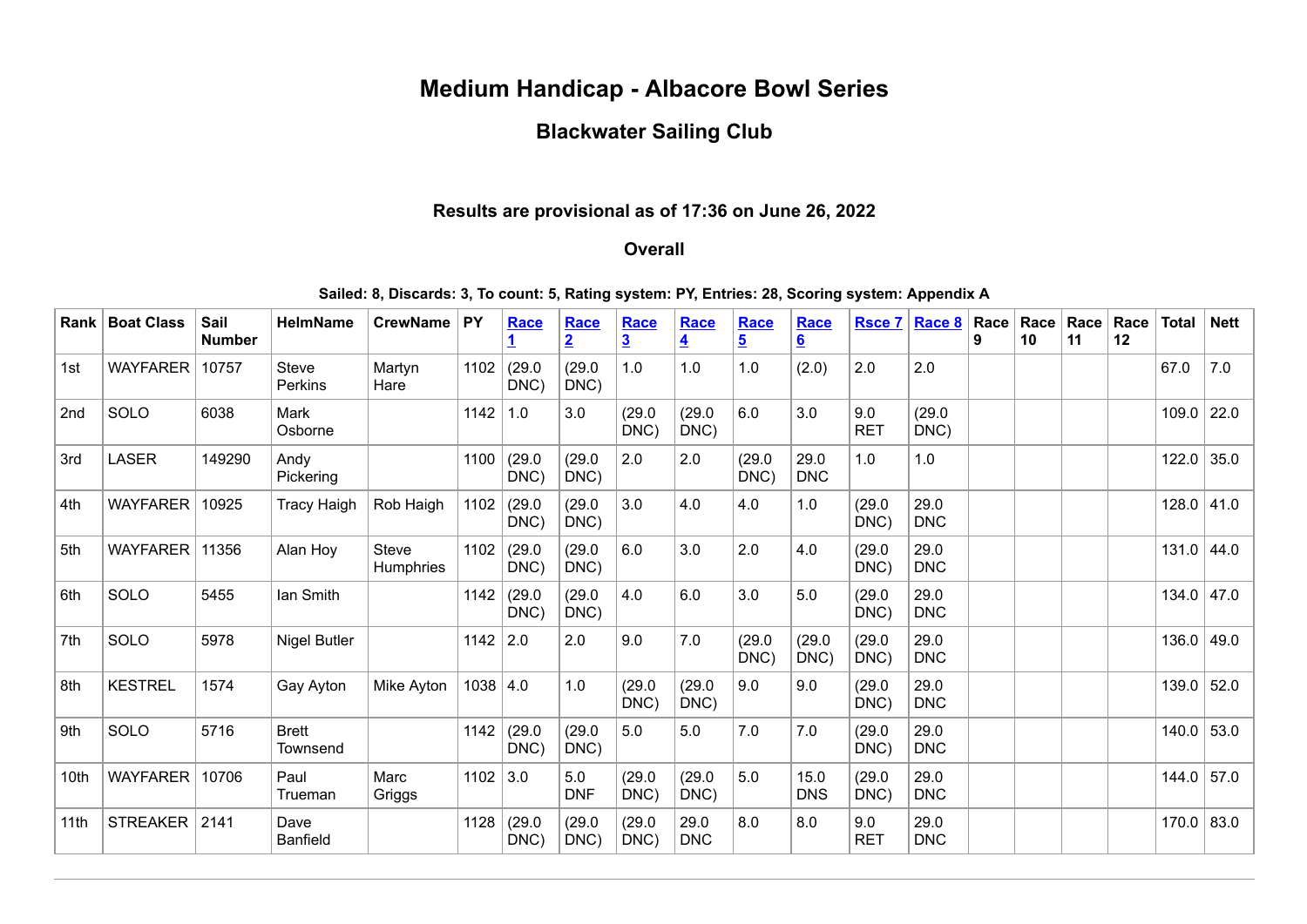# Medium Handicap - Albacore Bowl Series

## Blackwater Sailing Club

### Results are provisional as of 17:36 on June 26, 2022

### Overall

**Sailed: 8, Discards: 3, To count: 5, Rating system: PY, Entries: 28, Scoring system: Appendix A**

| Rank | Boat Class | Sail Number | HelmName | CrewName | PY | Race 1 | Race 2 | Race 3 | Race 4 | Race 5 | Race 6 | Rsce 7 | Race 8 | Race 9 | Race 10 | Race 11 | Race 12 | Total | Nett |
|---|---|---|---|---|---|---|---|---|---|---|---|---|---|---|---|---|---|---|---|
| 1st | WAYFARER | 10757 | Steve Perkins | Martyn Hare | 1102 | (29.0 DNC) | (29.0 DNC) | 1.0 | 1.0 | 1.0 | (2.0) | 2.0 | 2.0 | | | | | 67.0 | 7.0 |
| 2nd | SOLO | 6038 | Mark Osborne | | 1142 | 1.0 | 3.0 | (29.0 DNC) | (29.0 DNC) | 6.0 | 3.0 | 9.0 RET | (29.0 DNC) | | | | | 109.0 | 22.0 |
| 3rd | LASER | 149290 | Andy Pickering | | 1100 | (29.0 DNC) | (29.0 DNC) | 2.0 | 2.0 | (29.0 DNC) | 29.0 DNC | 1.0 | 1.0 | | | | | 122.0 | 35.0 |
| 4th | WAYFARER | 10925 | Tracy Haigh | Rob Haigh | 1102 | (29.0 DNC) | (29.0 DNC) | 3.0 | 4.0 | 4.0 | 1.0 | (29.0 DNC) | 29.0 DNC | | | | | 128.0 | 41.0 |
| 5th | WAYFARER | 11356 | Alan Hoy | Steve Humphries | 1102 | (29.0 DNC) | (29.0 DNC) | 6.0 | 3.0 | 2.0 | 4.0 | (29.0 DNC) | 29.0 DNC | | | | | 131.0 | 44.0 |
| 6th | SOLO | 5455 | Ian Smith | | 1142 | (29.0 DNC) | (29.0 DNC) | 4.0 | 6.0 | 3.0 | 5.0 | (29.0 DNC) | 29.0 DNC | | | | | 134.0 | 47.0 |
| 7th | SOLO | 5978 | Nigel Butler | | 1142 | 2.0 | 2.0 | 9.0 | 7.0 | (29.0 DNC) | (29.0 DNC) | (29.0 DNC) | 29.0 DNC | | | | | 136.0 | 49.0 |
| 8th | KESTREL | 1574 | Gay Ayton | Mike Ayton | 1038 | 4.0 | 1.0 | (29.0 DNC) | (29.0 DNC) | 9.0 | 9.0 | (29.0 DNC) | 29.0 DNC | | | | | 139.0 | 52.0 |
| 9th | SOLO | 5716 | Brett Townsend | | 1142 | (29.0 DNC) | (29.0 DNC) | 5.0 | 5.0 | 7.0 | 7.0 | (29.0 DNC) | 29.0 DNC | | | | | 140.0 | 53.0 |
| 10th | WAYFARER | 10706 | Paul Trueman | Marc Griggs | 1102 | 3.0 | 5.0 DNF | (29.0 DNC) | (29.0 DNC) | 5.0 | 15.0 DNS | (29.0 DNC) | 29.0 DNC | | | | | 144.0 | 57.0 |
| 11th | STREAKER | 2141 | Dave Banfield | | 1128 | (29.0 DNC) | (29.0 DNC) | (29.0 DNC) | 29.0 DNC | 8.0 | 8.0 | 9.0 RET | 29.0 DNC | | | | | 170.0 | 83.0 |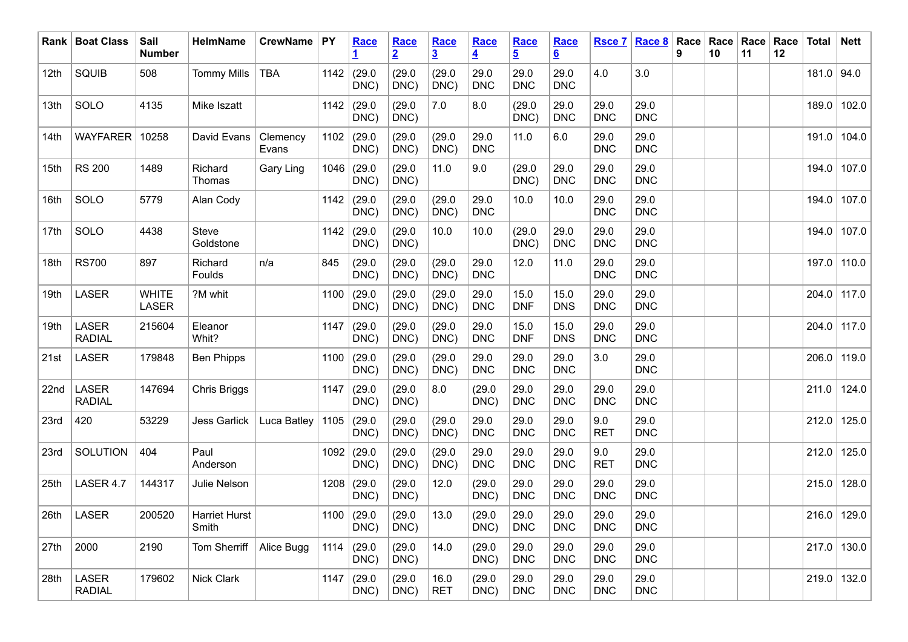| Rank | Boat Class | Sail Number | HelmName | CrewName | PY | Race 1 | Race 2 | Race 3 | Race 4 | Race 5 | Race 6 | Rsce 7 | Race 8 | Race 9 | Race 10 | Race 11 | Race 12 | Total | Nett |
|---|---|---|---|---|---|---|---|---|---|---|---|---|---|---|---|---|---|---|---|
| 12th | SQUIB | 508 | Tommy Mills | TBA | 1142 | (29.0 DNC) | (29.0 DNC) | (29.0 DNC) | 29.0 DNC | 29.0 DNC | 29.0 DNC | 4.0 | 3.0 | | | | | 181.0 | 94.0 |
| 13th | SOLO | 4135 | Mike Iszatt | | 1142 | (29.0 DNC) | (29.0 DNC) | 7.0 | 8.0 | (29.0 DNC) | 29.0 DNC | 29.0 DNC | 29.0 DNC | | | | | 189.0 | 102.0 |
| 14th | WAYFARER | 10258 | David Evans | Clemency Evans | 1102 | (29.0 DNC) | (29.0 DNC) | (29.0 DNC) | 29.0 DNC | 11.0 | 6.0 | 29.0 DNC | 29.0 DNC | | | | | 191.0 | 104.0 |
| 15th | RS 200 | 1489 | Richard Thomas | Gary Ling | 1046 | (29.0 DNC) | (29.0 DNC) | 11.0 | 9.0 | (29.0 DNC) | 29.0 DNC | 29.0 DNC | 29.0 DNC | | | | | 194.0 | 107.0 |
| 16th | SOLO | 5779 | Alan Cody | | 1142 | (29.0 DNC) | (29.0 DNC) | (29.0 DNC) | 29.0 DNC | 10.0 | 10.0 | 29.0 DNC | 29.0 DNC | | | | | 194.0 | 107.0 |
| 17th | SOLO | 4438 | Steve Goldstone | | 1142 | (29.0 DNC) | (29.0 DNC) | 10.0 | 10.0 | (29.0 DNC) | 29.0 DNC | 29.0 DNC | 29.0 DNC | | | | | 194.0 | 107.0 |
| 18th | RS700 | 897 | Richard Foulds | n/a | 845 | (29.0 DNC) | (29.0 DNC) | (29.0 DNC) | 29.0 DNC | 12.0 | 11.0 | 29.0 DNC | 29.0 DNC | | | | | 197.0 | 110.0 |
| 19th | LASER | WHITE LASER | ?M whit | | 1100 | (29.0 DNC) | (29.0 DNC) | (29.0 DNC) | 29.0 DNC | 15.0 DNF | 15.0 DNS | 29.0 DNC | 29.0 DNC | | | | | 204.0 | 117.0 |
| 19th | LASER RADIAL | 215604 | Eleanor Whit? | | 1147 | (29.0 DNC) | (29.0 DNC) | (29.0 DNC) | 29.0 DNC | 15.0 DNF | 15.0 DNS | 29.0 DNC | 29.0 DNC | | | | | 204.0 | 117.0 |
| 21st | LASER | 179848 | Ben Phipps | | 1100 | (29.0 DNC) | (29.0 DNC) | (29.0 DNC) | 29.0 DNC | 29.0 DNC | 29.0 DNC | 3.0 | 29.0 DNC | | | | | 206.0 | 119.0 |
| 22nd | LASER RADIAL | 147694 | Chris Briggs | | 1147 | (29.0 DNC) | (29.0 DNC) | 8.0 | (29.0 DNC) | 29.0 DNC | 29.0 DNC | 29.0 DNC | 29.0 DNC | | | | | 211.0 | 124.0 |
| 23rd | 420 | 53229 | Jess Garlick | Luca Batley | 1105 | (29.0 DNC) | (29.0 DNC) | (29.0 DNC) | 29.0 DNC | 29.0 DNC | 29.0 DNC | 9.0 RET | 29.0 DNC | | | | | 212.0 | 125.0 |
| 23rd | SOLUTION | 404 | Paul Anderson | | 1092 | (29.0 DNC) | (29.0 DNC) | (29.0 DNC) | 29.0 DNC | 29.0 DNC | 29.0 DNC | 9.0 RET | 29.0 DNC | | | | | 212.0 | 125.0 |
| 25th | LASER 4.7 | 144317 | Julie Nelson | | 1208 | (29.0 DNC) | (29.0 DNC) | 12.0 | (29.0 DNC) | 29.0 DNC | 29.0 DNC | 29.0 DNC | 29.0 DNC | | | | | 215.0 | 128.0 |
| 26th | LASER | 200520 | Harriet Hurst Smith | | 1100 | (29.0 DNC) | (29.0 DNC) | 13.0 | (29.0 DNC) | 29.0 DNC | 29.0 DNC | 29.0 DNC | 29.0 DNC | | | | | 216.0 | 129.0 |
| 27th | 2000 | 2190 | Tom Sherriff | Alice Bugg | 1114 | (29.0 DNC) | (29.0 DNC) | 14.0 | (29.0 DNC) | 29.0 DNC | 29.0 DNC | 29.0 DNC | 29.0 DNC | | | | | 217.0 | 130.0 |
| 28th | LASER RADIAL | 179602 | Nick Clark | | 1147 | (29.0 DNC) | (29.0 DNC) | 16.0 RET | (29.0 DNC) | 29.0 DNC | 29.0 DNC | 29.0 DNC | 29.0 DNC | | | | | 219.0 | 132.0 |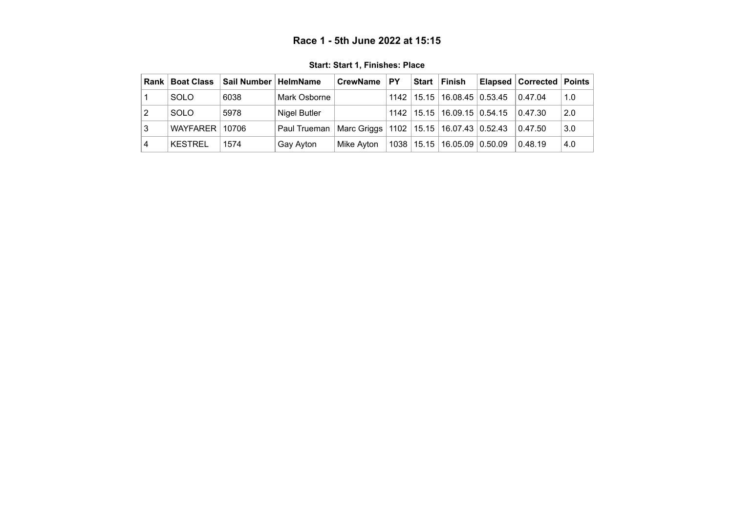# Race 1 - 5th June 2022 at 15:15

**Start: Start 1, Finishes: Place**

| Rank | Boat Class | Sail Number | HelmName | CrewName | PY | Start | Finish | Elapsed | Corrected | Points |
|---|---|---|---|---|---|---|---|---|---|---|
| 1 | SOLO | 6038 | Mark Osborne | | 1142 | 15.15 | 16.08.45 | 0.53.45 | 0.47.04 | 1.0 |
| 2 | SOLO | 5978 | Nigel Butler | | 1142 | 15.15 | 16.09.15 | 0.54.15 | 0.47.30 | 2.0 |
| 3 | WAYFARER | 10706 | Paul Trueman | Marc Griggs | 1102 | 15.15 | 16.07.43 | 0.52.43 | 0.47.50 | 3.0 |
| 4 | KESTREL | 1574 | Gay Ayton | Mike Ayton | 1038 | 15.15 | 16.05.09 | 0.50.09 | 0.48.19 | 4.0 |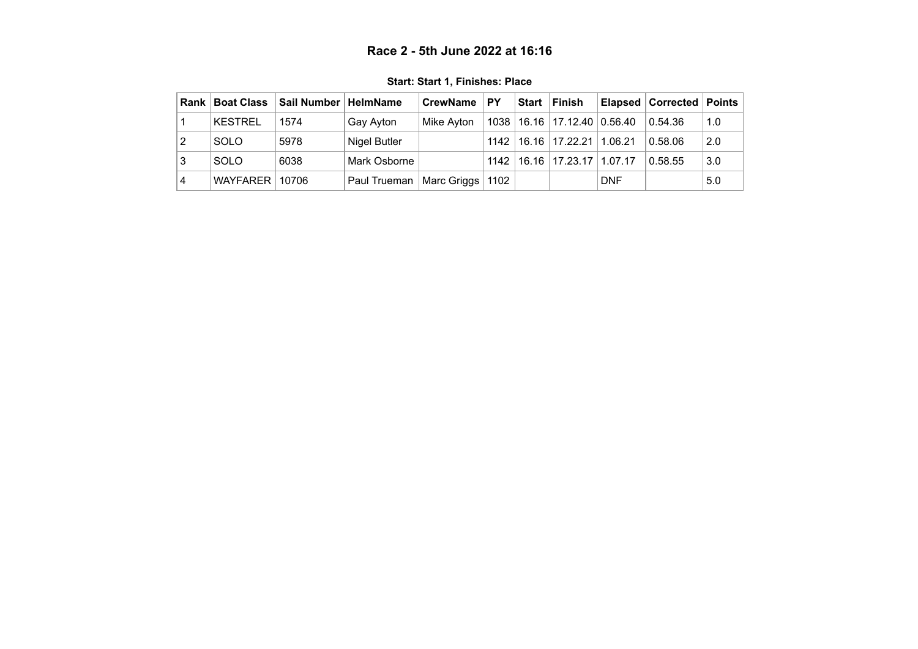# Race 2 - 5th June 2022 at 16:16

**Start: Start 1, Finishes: Place**

| Rank | Boat Class | Sail Number | HelmName | CrewName | PY | Start | Finish | Elapsed | Corrected | Points |
|---|---|---|---|---|---|---|---|---|---|---|
| 1 | KESTREL | 1574 | Gay Ayton | Mike Ayton | 1038 | 16.16 | 17.12.40 | 0.56.40 | 0.54.36 | 1.0 |
| 2 | SOLO | 5978 | Nigel Butler | | 1142 | 16.16 | 17.22.21 | 1.06.21 | 0.58.06 | 2.0 |
| 3 | SOLO | 6038 | Mark Osborne | | 1142 | 16.16 | 17.23.17 | 1.07.17 | 0.58.55 | 3.0 |
| 4 | WAYFARER | 10706 | Paul Trueman | Marc Griggs | 1102 | | | DNF | | 5.0 |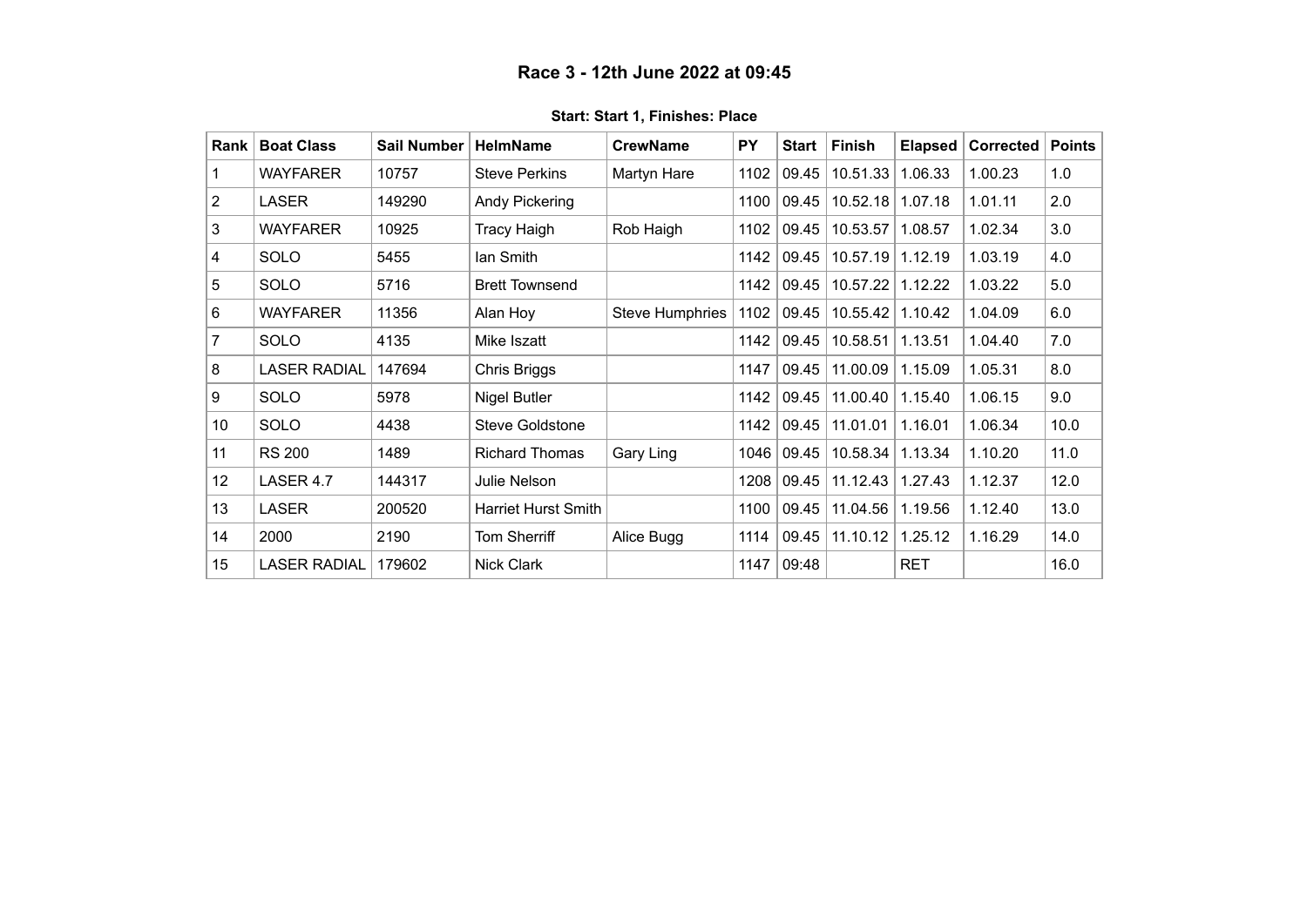# Race 3 - 12th June 2022 at 09:45

**Start: Start 1, Finishes: Place**

| Rank | Boat Class | Sail Number | HelmName | CrewName | PY | Start | Finish | Elapsed | Corrected | Points |
|---|---|---|---|---|---|---|---|---|---|---|
| 1 | WAYFARER | 10757 | Steve Perkins | Martyn Hare | 1102 | 09.45 | 10.51.33 | 1.06.33 | 1.00.23 | 1.0 |
| 2 | LASER | 149290 | Andy Pickering | | 1100 | 09.45 | 10.52.18 | 1.07.18 | 1.01.11 | 2.0 |
| 3 | WAYFARER | 10925 | Tracy Haigh | Rob Haigh | 1102 | 09.45 | 10.53.57 | 1.08.57 | 1.02.34 | 3.0 |
| 4 | SOLO | 5455 | Ian Smith | | 1142 | 09.45 | 10.57.19 | 1.12.19 | 1.03.19 | 4.0 |
| 5 | SOLO | 5716 | Brett Townsend | | 1142 | 09.45 | 10.57.22 | 1.12.22 | 1.03.22 | 5.0 |
| 6 | WAYFARER | 11356 | Alan Hoy | Steve Humphries | 1102 | 09.45 | 10.55.42 | 1.10.42 | 1.04.09 | 6.0 |
| 7 | SOLO | 4135 | Mike Iszatt | | 1142 | 09.45 | 10.58.51 | 1.13.51 | 1.04.40 | 7.0 |
| 8 | LASER RADIAL | 147694 | Chris Briggs | | 1147 | 09.45 | 11.00.09 | 1.15.09 | 1.05.31 | 8.0 |
| 9 | SOLO | 5978 | Nigel Butler | | 1142 | 09.45 | 11.00.40 | 1.15.40 | 1.06.15 | 9.0 |
| 10 | SOLO | 4438 | Steve Goldstone | | 1142 | 09.45 | 11.01.01 | 1.16.01 | 1.06.34 | 10.0 |
| 11 | RS 200 | 1489 | Richard Thomas | Gary Ling | 1046 | 09.45 | 10.58.34 | 1.13.34 | 1.10.20 | 11.0 |
| 12 | LASER 4.7 | 144317 | Julie Nelson | | 1208 | 09.45 | 11.12.43 | 1.27.43 | 1.12.37 | 12.0 |
| 13 | LASER | 200520 | Harriet Hurst Smith | | 1100 | 09.45 | 11.04.56 | 1.19.56 | 1.12.40 | 13.0 |
| 14 | 2000 | 2190 | Tom Sherriff | Alice Bugg | 1114 | 09.45 | 11.10.12 | 1.25.12 | 1.16.29 | 14.0 |
| 15 | LASER RADIAL | 179602 | Nick Clark | | 1147 | 09:48 | | RET | | 16.0 |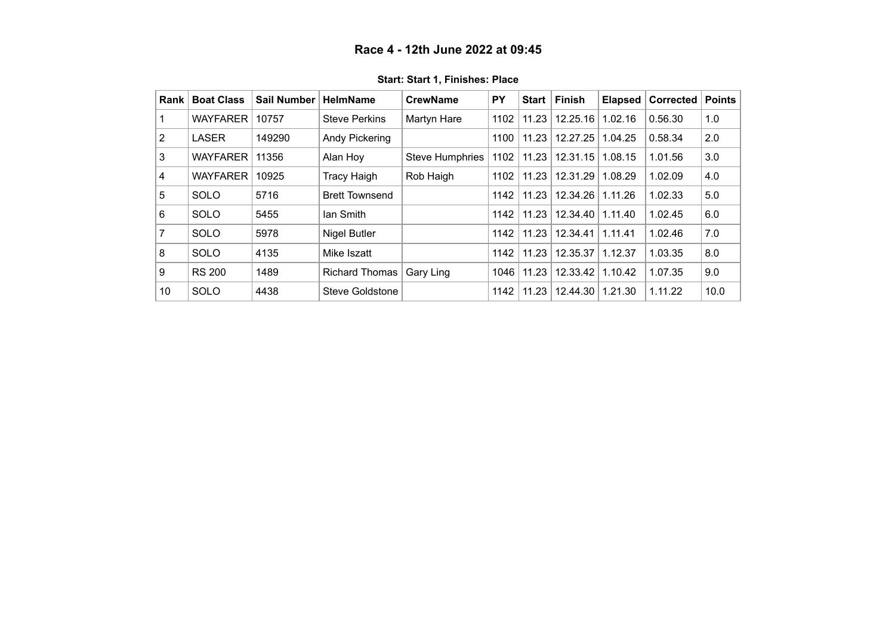# Race 4 - 12th June 2022 at 09:45

**Start: Start 1, Finishes: Place**

| Rank | Boat Class | Sail Number | HelmName | CrewName | PY | Start | Finish | Elapsed | Corrected | Points |
|---|---|---|---|---|---|---|---|---|---|---|
| 1 | WAYFARER | 10757 | Steve Perkins | Martyn Hare | 1102 | 11.23 | 12.25.16 | 1.02.16 | 0.56.30 | 1.0 |
| 2 | LASER | 149290 | Andy Pickering | | 1100 | 11.23 | 12.27.25 | 1.04.25 | 0.58.34 | 2.0 |
| 3 | WAYFARER | 11356 | Alan Hoy | Steve Humphries | 1102 | 11.23 | 12.31.15 | 1.08.15 | 1.01.56 | 3.0 |
| 4 | WAYFARER | 10925 | Tracy Haigh | Rob Haigh | 1102 | 11.23 | 12.31.29 | 1.08.29 | 1.02.09 | 4.0 |
| 5 | SOLO | 5716 | Brett Townsend | | 1142 | 11.23 | 12.34.26 | 1.11.26 | 1.02.33 | 5.0 |
| 6 | SOLO | 5455 | Ian Smith | | 1142 | 11.23 | 12.34.40 | 1.11.40 | 1.02.45 | 6.0 |
| 7 | SOLO | 5978 | Nigel Butler | | 1142 | 11.23 | 12.34.41 | 1.11.41 | 1.02.46 | 7.0 |
| 8 | SOLO | 4135 | Mike Iszatt | | 1142 | 11.23 | 12.35.37 | 1.12.37 | 1.03.35 | 8.0 |
| 9 | RS 200 | 1489 | Richard Thomas | Gary Ling | 1046 | 11.23 | 12.33.42 | 1.10.42 | 1.07.35 | 9.0 |
| 10 | SOLO | 4438 | Steve Goldstone | | 1142 | 11.23 | 12.44.30 | 1.21.30 | 1.11.22 | 10.0 |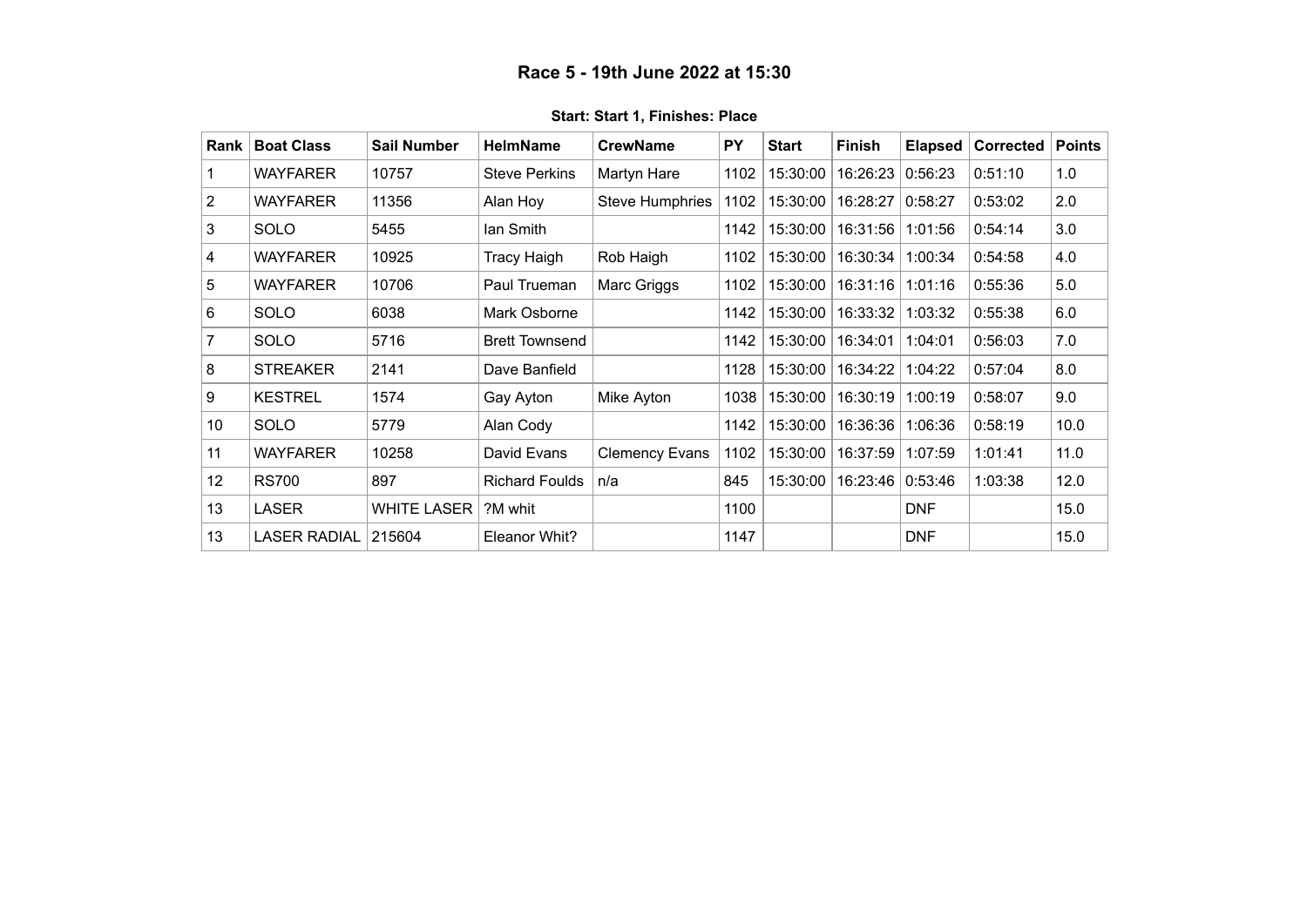# Race 5 - 19th June 2022 at 15:30

**Start: Start 1, Finishes: Place**

| Rank | Boat Class | Sail Number | HelmName | CrewName | PY | Start | Finish | Elapsed | Corrected | Points |
|---|---|---|---|---|---|---|---|---|---|---|
| 1 | WAYFARER | 10757 | Steve Perkins | Martyn Hare | 1102 | 15:30:00 | 16:26:23 | 0:56:23 | 0:51:10 | 1.0 |
| 2 | WAYFARER | 11356 | Alan Hoy | Steve Humphries | 1102 | 15:30:00 | 16:28:27 | 0:58:27 | 0:53:02 | 2.0 |
| 3 | SOLO | 5455 | Ian Smith | | 1142 | 15:30:00 | 16:31:56 | 1:01:56 | 0:54:14 | 3.0 |
| 4 | WAYFARER | 10925 | Tracy Haigh | Rob Haigh | 1102 | 15:30:00 | 16:30:34 | 1:00:34 | 0:54:58 | 4.0 |
| 5 | WAYFARER | 10706 | Paul Trueman | Marc Griggs | 1102 | 15:30:00 | 16:31:16 | 1:01:16 | 0:55:36 | 5.0 |
| 6 | SOLO | 6038 | Mark Osborne | | 1142 | 15:30:00 | 16:33:32 | 1:03:32 | 0:55:38 | 6.0 |
| 7 | SOLO | 5716 | Brett Townsend | | 1142 | 15:30:00 | 16:34:01 | 1:04:01 | 0:56:03 | 7.0 |
| 8 | STREAKER | 2141 | Dave Banfield | | 1128 | 15:30:00 | 16:34:22 | 1:04:22 | 0:57:04 | 8.0 |
| 9 | KESTREL | 1574 | Gay Ayton | Mike Ayton | 1038 | 15:30:00 | 16:30:19 | 1:00:19 | 0:58:07 | 9.0 |
| 10 | SOLO | 5779 | Alan Cody | | 1142 | 15:30:00 | 16:36:36 | 1:06:36 | 0:58:19 | 10.0 |
| 11 | WAYFARER | 10258 | David Evans | Clemency Evans | 1102 | 15:30:00 | 16:37:59 | 1:07:59 | 1:01:41 | 11.0 |
| 12 | RS700 | 897 | Richard Foulds | n/a | 845 | 15:30:00 | 16:23:46 | 0:53:46 | 1:03:38 | 12.0 |
| 13 | LASER | WHITE LASER | ?M whit | | 1100 | | | DNF | | 15.0 |
| 13 | LASER RADIAL | 215604 | Eleanor Whit? | | 1147 | | | DNF | | 15.0 |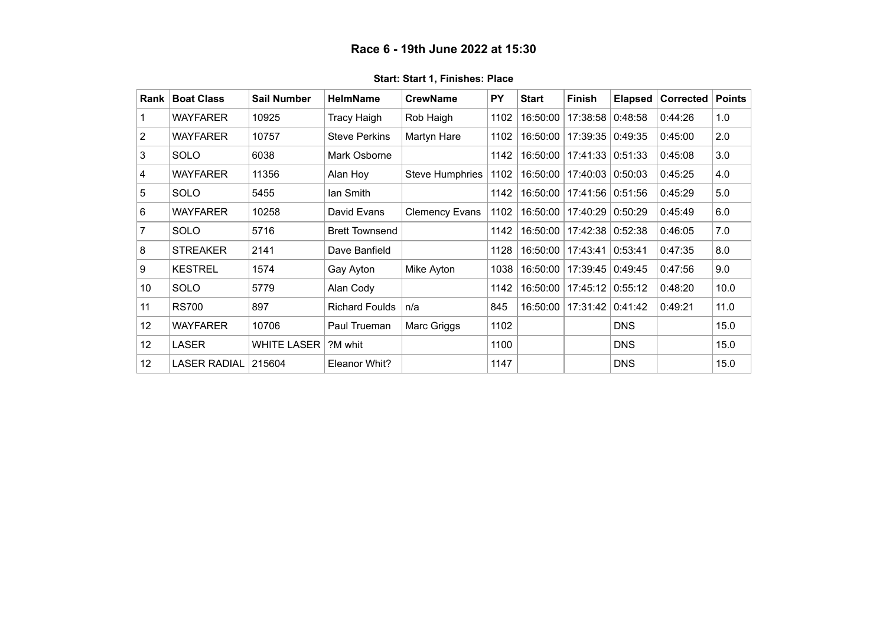# Race 6 - 19th June 2022 at 15:30

**Start: Start 1, Finishes: Place**

| Rank | Boat Class | Sail Number | HelmName | CrewName | PY | Start | Finish | Elapsed | Corrected | Points |
|---|---|---|---|---|---|---|---|---|---|---|
| 1 | WAYFARER | 10925 | Tracy Haigh | Rob Haigh | 1102 | 16:50:00 | 17:38:58 | 0:48:58 | 0:44:26 | 1.0 |
| 2 | WAYFARER | 10757 | Steve Perkins | Martyn Hare | 1102 | 16:50:00 | 17:39:35 | 0:49:35 | 0:45:00 | 2.0 |
| 3 | SOLO | 6038 | Mark Osborne | | 1142 | 16:50:00 | 17:41:33 | 0:51:33 | 0:45:08 | 3.0 |
| 4 | WAYFARER | 11356 | Alan Hoy | Steve Humphries | 1102 | 16:50:00 | 17:40:03 | 0:50:03 | 0:45:25 | 4.0 |
| 5 | SOLO | 5455 | Ian Smith | | 1142 | 16:50:00 | 17:41:56 | 0:51:56 | 0:45:29 | 5.0 |
| 6 | WAYFARER | 10258 | David Evans | Clemency Evans | 1102 | 16:50:00 | 17:40:29 | 0:50:29 | 0:45:49 | 6.0 |
| 7 | SOLO | 5716 | Brett Townsend | | 1142 | 16:50:00 | 17:42:38 | 0:52:38 | 0:46:05 | 7.0 |
| 8 | STREAKER | 2141 | Dave Banfield | | 1128 | 16:50:00 | 17:43:41 | 0:53:41 | 0:47:35 | 8.0 |
| 9 | KESTREL | 1574 | Gay Ayton | Mike Ayton | 1038 | 16:50:00 | 17:39:45 | 0:49:45 | 0:47:56 | 9.0 |
| 10 | SOLO | 5779 | Alan Cody | | 1142 | 16:50:00 | 17:45:12 | 0:55:12 | 0:48:20 | 10.0 |
| 11 | RS700 | 897 | Richard Foulds | n/a | 845 | 16:50:00 | 17:31:42 | 0:41:42 | 0:49:21 | 11.0 |
| 12 | WAYFARER | 10706 | Paul Trueman | Marc Griggs | 1102 | | | DNS | | 15.0 |
| 12 | LASER | WHITE LASER | ?M whit | | 1100 | | | DNS | | 15.0 |
| 12 | LASER RADIAL | 215604 | Eleanor Whit? | | 1147 | | | DNS | | 15.0 |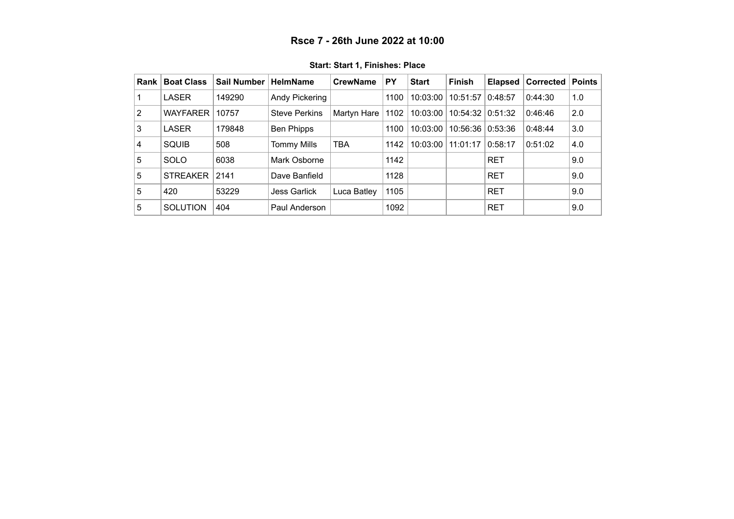### Rsce 7 - 26th June 2022 at 10:00

**Start: Start 1, Finishes: Place**

| Rank | Boat Class | Sail Number | HelmName | CrewName | PY | Start | Finish | Elapsed | Corrected | Points |
|---|---|---|---|---|---|---|---|---|---|---|
| 1 | LASER | 149290 | Andy Pickering | | 1100 | 10:03:00 | 10:51:57 | 0:48:57 | 0:44:30 | 1.0 |
| 2 | WAYFARER | 10757 | Steve Perkins | Martyn Hare | 1102 | 10:03:00 | 10:54:32 | 0:51:32 | 0:46:46 | 2.0 |
| 3 | LASER | 179848 | Ben Phipps | | 1100 | 10:03:00 | 10:56:36 | 0:53:36 | 0:48:44 | 3.0 |
| 4 | SQUIB | 508 | Tommy Mills | TBA | 1142 | 10:03:00 | 11:01:17 | 0:58:17 | 0:51:02 | 4.0 |
| 5 | SOLO | 6038 | Mark Osborne | | 1142 | | | RET | | 9.0 |
| 5 | STREAKER | 2141 | Dave Banfield | | 1128 | | | RET | | 9.0 |
| 5 | 420 | 53229 | Jess Garlick | Luca Batley | 1105 | | | RET | | 9.0 |
| 5 | SOLUTION | 404 | Paul Anderson | | 1092 | | | RET | | 9.0 |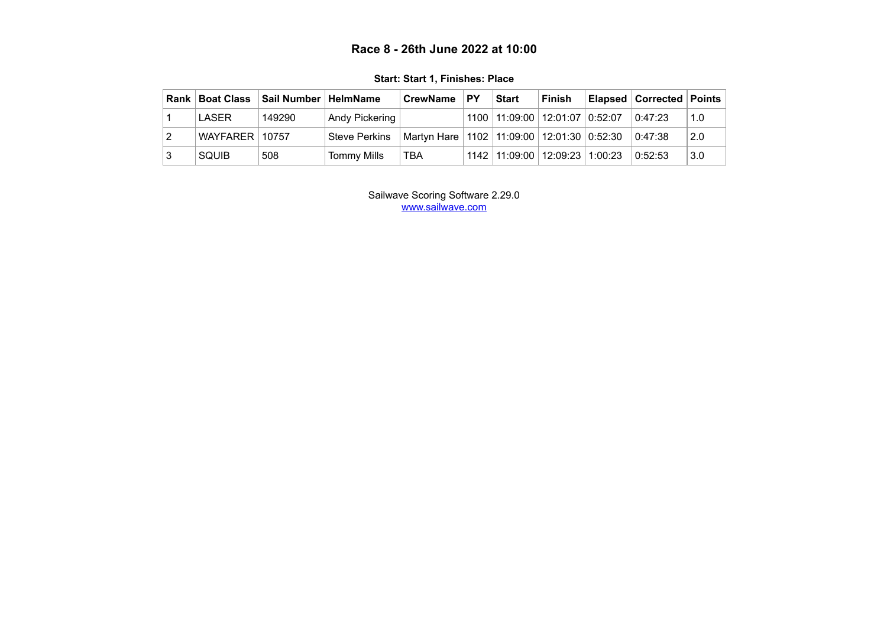### Race 8 - 26th June 2022 at 10:00

**Start: Start 1, Finishes: Place**

| Rank | Boat Class | Sail Number | HelmName | CrewName | PY | Start | Finish | Elapsed | Corrected | Points |
|---|---|---|---|---|---|---|---|---|---|---|
| 1 | LASER | 149290 | Andy Pickering | | 1100 | 11:09:00 | 12:01:07 | 0:52:07 | 0:47:23 | 1.0 |
| 2 | WAYFARER | 10757 | Steve Perkins | Martyn Hare | 1102 | 11:09:00 | 12:01:30 | 0:52:30 | 0:47:38 | 2.0 |
| 3 | SQUIB | 508 | Tommy Mills | TBA | 1142 | 11:09:00 | 12:09:23 | 1:00:23 | 0:52:53 | 3.0 |

Sailwave Scoring Software 2.29.0
[www.sailwave.com](http://www.sailwave.com)